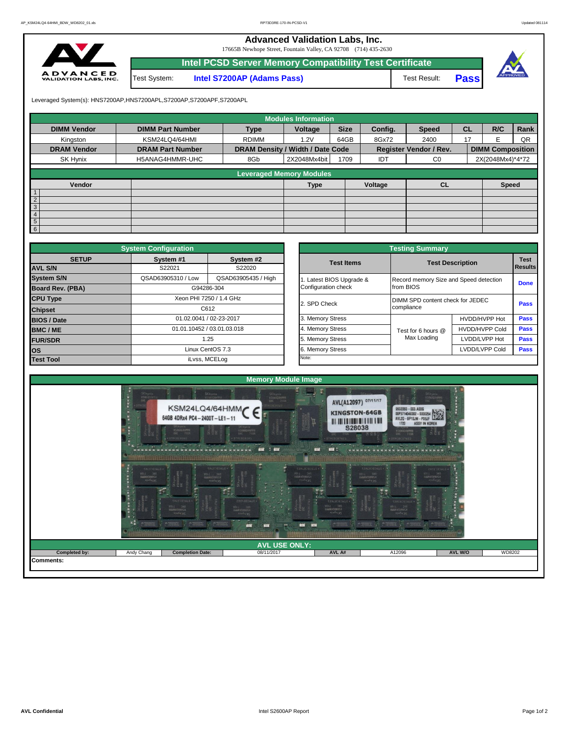# Advanced Validation Labs, Inc.

17665B Newhope Street, Fountain Valley, CA 92708 (714) 435-2630

## Intel PCSD Server Memory Compatibility Test Certificate

Test System: **Intel S7200AP (Adams Pass)** | Test Result: **Pass**

Leveraged System(s): HNS7200AP,HNS7200APL,S7200AP,S7200APF,S7200APL

### Modules Information

| DIMM Vendor | DIMM Part Number | Type | Voltage | Size | Config. | Speed | CL | R/C | Rank |
|---|---|---|---|---|---|---|---|---|---|
| Kingston | KSM24LQ4/64HMI | RDIMM | 1.2V | 64GB | 8Gx72 | 2400 | 17 | E | QR |
| **DRAM Vendor** | **DRAM Part Number** | **DRAM Density / Width / Date Code** | | | **Register Vendor / Rev.** | | **DIMM Composition** | | |
| SK Hynix | H5ANAG4HMMR-UHC | 8Gb | 2X2048Mx4bit | 1709 | IDT | C0 | 2X(2048Mx4)*4*72 | | |

### Leveraged Memory Modules

| | Vendor | | Type | Voltage | CL | Speed |
|---|---|---|---|---|---|---|
| 1 | | | | | | |
| 2 | | | | | | |
| 3 | | | | | | |
| 4 | | | | | | |
| 5 | | | | | | |
| 6 | | | | | | |

### System Configuration

| SETUP | System #1 | System #2 |
|---|---|---|
| AVL S/N | S22021 | S22020 |
| System S/N | QSAD63905310 / Low | QSAD63905435 / High |
| Board Rev. (PBA) | G94286-304 | |
| CPU Type | Xeon PHI 7250 / 1.4 GHz | |
| Chipset | C612 | |
| BIOS / Date | 01.02.0041 / 02-23-2017 | |
| BMC / ME | 01.01.10452 / 03.01.03.018 | |
| FUR/SDR | 1.25 | |
| OS | Linux CentOS 7.3 | |
| Test Tool | iLvss, MCELog | |

### Testing Summary

| Test Items | Test Description | | Test Results |
|---|---|---|---|
| 1. Latest BIOS Upgrade & Configuration check | Record memory Size and Speed detection from BIOS | | Done |
| 2. SPD Check | DIMM SPD content check for JEDEC compliance | | Pass |
| 3. Memory Stress | Test for 6 hours @ Max Loading | HVDD/HVPP Hot | Pass |
| 4. Memory Stress | | HVDD/HVPP Cold | Pass |
| 5. Memory Stress | | LVDD/LVPP Hot | Pass |
| 6. Memory Stress | | LVDD/LVPP Cold | Pass |
| Note: | | | |

### Memory Module Image

### AVL USE ONLY:

| Completed by: | Andy Chang | Completion Date: | 08/11/2017 | AVL A# | A12096 | AVL W/O | WD8202 |
|---|---|---|---|---|---|---|---|

Comments: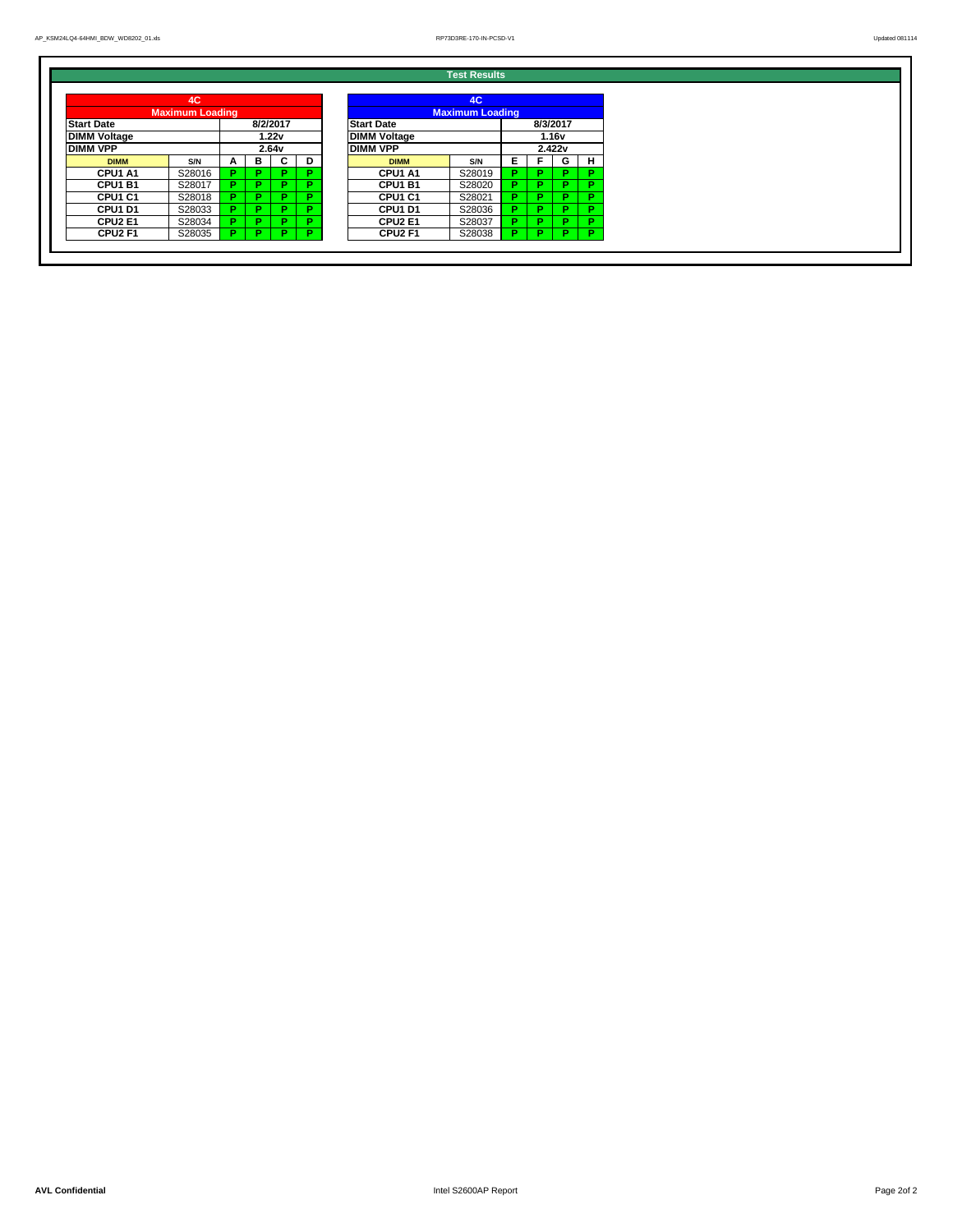## Test Results

| 4C Maximum Loading | | | | | |
|---|---|---|---|---|---|
| Start Date | | 8/2/2017 | | | |
| DIMM Voltage | | 1.22v | | | |
| DIMM VPP | | 2.64v | | | |
| DIMM | S/N | A | B | C | D |
| CPU1 A1 | S28016 | P | P | P | P |
| CPU1 B1 | S28017 | P | P | P | P |
| CPU1 C1 | S28018 | P | P | P | P |
| CPU1 D1 | S28033 | P | P | P | P |
| CPU2 E1 | S28034 | P | P | P | P |
| CPU2 F1 | S28035 | P | P | P | P |

| 4C Maximum Loading | | | | | |
|---|---|---|---|---|---|
| Start Date | | 8/3/2017 | | | |
| DIMM Voltage | | 1.16v | | | |
| DIMM VPP | | 2.422v | | | |
| DIMM | S/N | E | F | G | H |
| CPU1 A1 | S28019 | P | P | P | P |
| CPU1 B1 | S28020 | P | P | P | P |
| CPU1 C1 | S28021 | P | P | P | P |
| CPU1 D1 | S28036 | P | P | P | P |
| CPU2 E1 | S28037 | P | P | P | P |
| CPU2 F1 | S28038 | P | P | P | P |